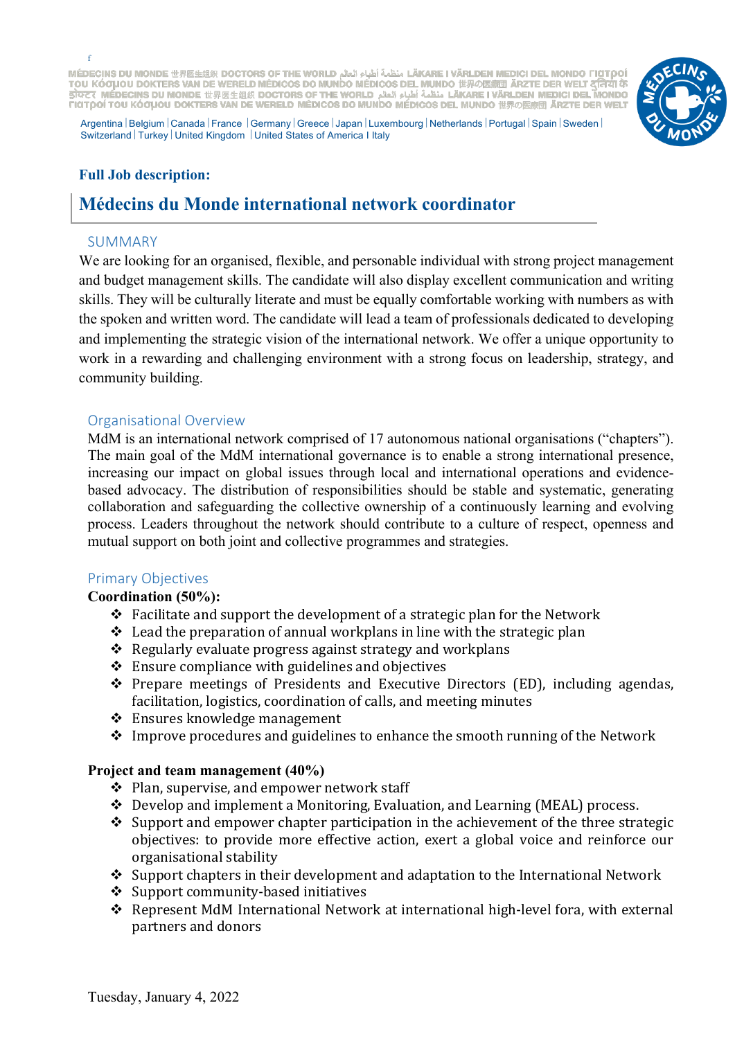Argentina | Belgium | Canada | France | Germany | Greece | Japan | Luxembourg | Netherlands | Portugal | Spain | Sweden | Switzerland | Turkey | United Kingdom | United States of America I Italy

**Full Job description:**

# Médecins du Monde international network coordinator

## SUMMARY

We are looking for an organised, flexible, and personable individual with strong project management and budget management skills. The candidate will also display excellent communication and writing skills. They will be culturally literate and must be equally comfortable working with numbers as with the spoken and written word. The candidate will lead a team of professionals dedicated to developing and implementing the strategic vision of the international network. We offer a unique opportunity to work in a rewarding and challenging environment with a strong focus on leadership, strategy, and community building.

## Organisational Overview

MdM is an international network comprised of 17 autonomous national organisations ("chapters"). The main goal of the MdM international governance is to enable a strong international presence, increasing our impact on global issues through local and international operations and evidence-based advocacy. The distribution of responsibilities should be stable and systematic, generating collaboration and safeguarding the collective ownership of a continuously learning and evolving process. Leaders throughout the network should contribute to a culture of respect, openness and mutual support on both joint and collective programmes and strategies.

## Primary Objectives

**Coordination (50%):**

- Facilitate and support the development of a strategic plan for the Network
- Lead the preparation of annual workplans in line with the strategic plan
- Regularly evaluate progress against strategy and workplans
- Ensure compliance with guidelines and objectives
- Prepare meetings of Presidents and Executive Directors (ED), including agendas, facilitation, logistics, coordination of calls, and meeting minutes
- Ensures knowledge management
- Improve procedures and guidelines to enhance the smooth running of the Network

**Project and team management (40%)**

- Plan, supervise, and empower network staff
- Develop and implement a Monitoring, Evaluation, and Learning (MEAL) process.
- Support and empower chapter participation in the achievement of the three strategic objectives: to provide more effective action, exert a global voice and reinforce our organisational stability
- Support chapters in their development and adaptation to the International Network
- Support community-based initiatives
- Represent MdM International Network at international high-level fora, with external partners and donors

Tuesday, January 4, 2022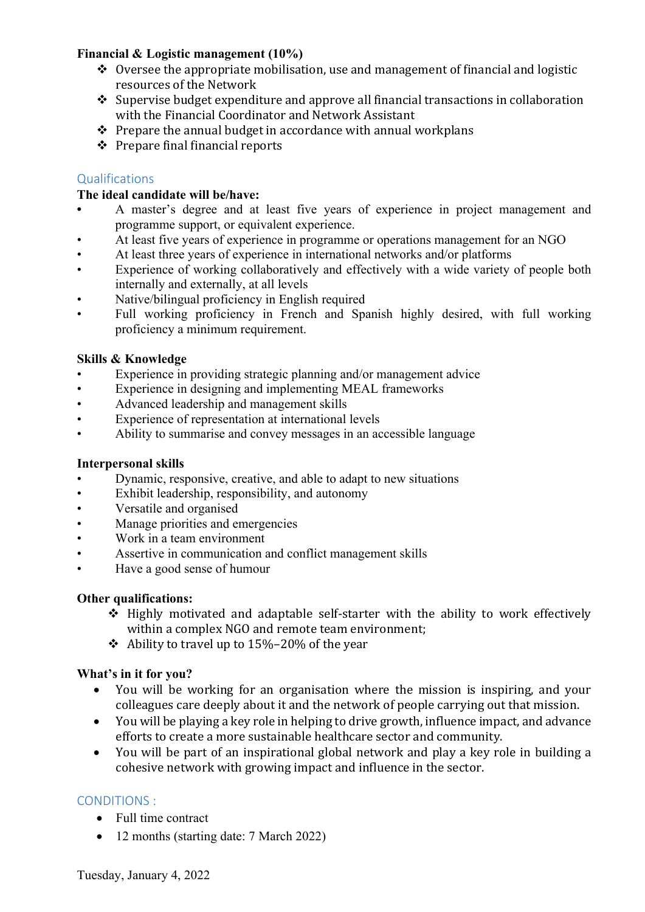**Financial & Logistic management (10%)**

- Oversee the appropriate mobilisation, use and management of financial and logistic resources of the Network
- Supervise budget expenditure and approve all financial transactions in collaboration with the Financial Coordinator and Network Assistant
- Prepare the annual budget in accordance with annual workplans
- Prepare final financial reports

## Qualifications

**The ideal candidate will be/have:**

- A master's degree and at least five years of experience in project management and programme support, or equivalent experience.
- At least five years of experience in programme or operations management for an NGO
- At least three years of experience in international networks and/or platforms
- Experience of working collaboratively and effectively with a wide variety of people both internally and externally, at all levels
- Native/bilingual proficiency in English required
- Full working proficiency in French and Spanish highly desired, with full working proficiency a minimum requirement.

**Skills & Knowledge**

- Experience in providing strategic planning and/or management advice
- Experience in designing and implementing MEAL frameworks
- Advanced leadership and management skills
- Experience of representation at international levels
- Ability to summarise and convey messages in an accessible language

**Interpersonal skills**

- Dynamic, responsive, creative, and able to adapt to new situations
- Exhibit leadership, responsibility, and autonomy
- Versatile and organised
- Manage priorities and emergencies
- Work in a team environment
- Assertive in communication and conflict management skills
- Have a good sense of humour

**Other qualifications:**

- Highly motivated and adaptable self-starter with the ability to work effectively within a complex NGO and remote team environment;
- Ability to travel up to 15%–20% of the year

**What's in it for you?**

- You will be working for an organisation where the mission is inspiring, and your colleagues care deeply about it and the network of people carrying out that mission.
- You will be playing a key role in helping to drive growth, influence impact, and advance efforts to create a more sustainable healthcare sector and community.
- You will be part of an inspirational global network and play a key role in building a cohesive network with growing impact and influence in the sector.

## CONDITIONS :

- Full time contract
- 12 months (starting date: 7 March 2022)

Tuesday, January 4, 2022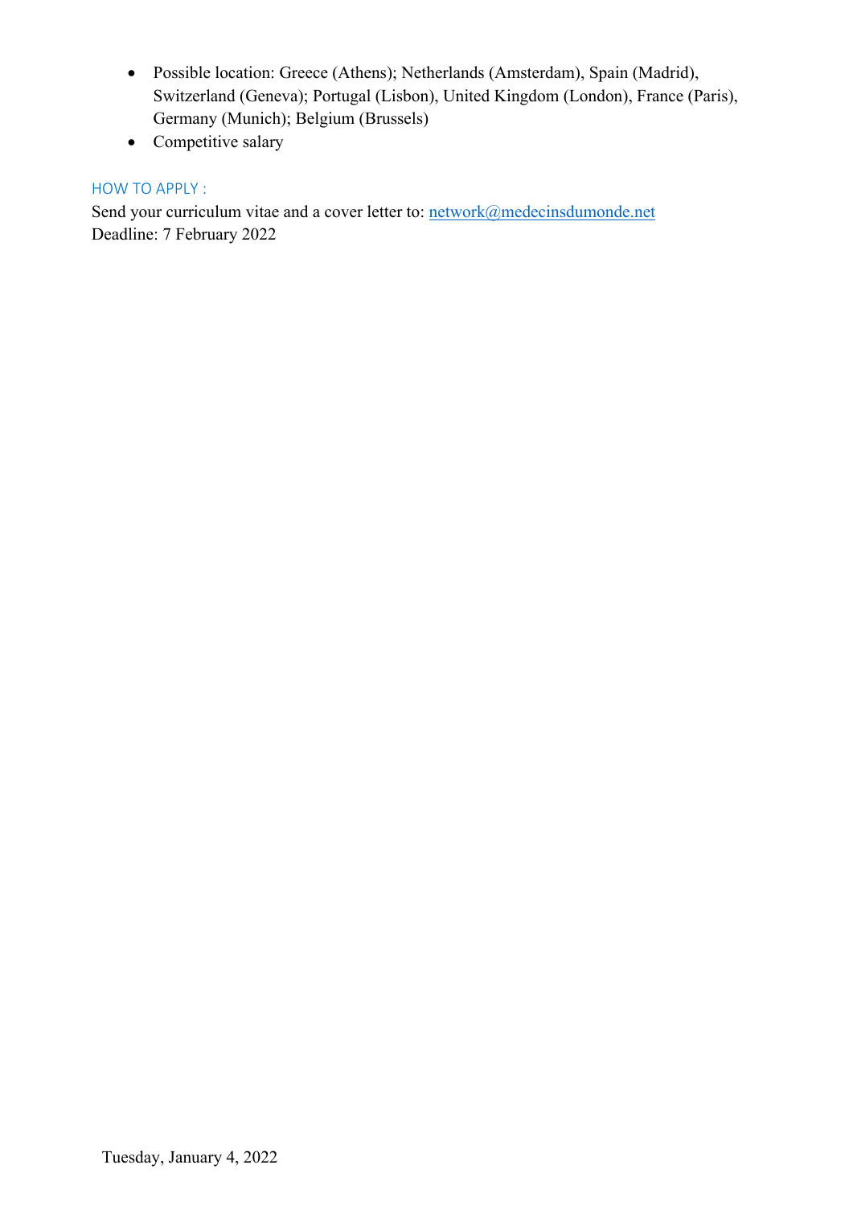- Possible location: Greece (Athens); Netherlands (Amsterdam), Spain (Madrid), Switzerland (Geneva); Portugal (Lisbon), United Kingdom (London), France (Paris), Germany (Munich); Belgium (Brussels)
- Competitive salary

## HOW TO APPLY :

Send your curriculum vitae and a cover letter to: network@medecinsdumonde.net
Deadline: 7 February 2022

Tuesday, January 4, 2022